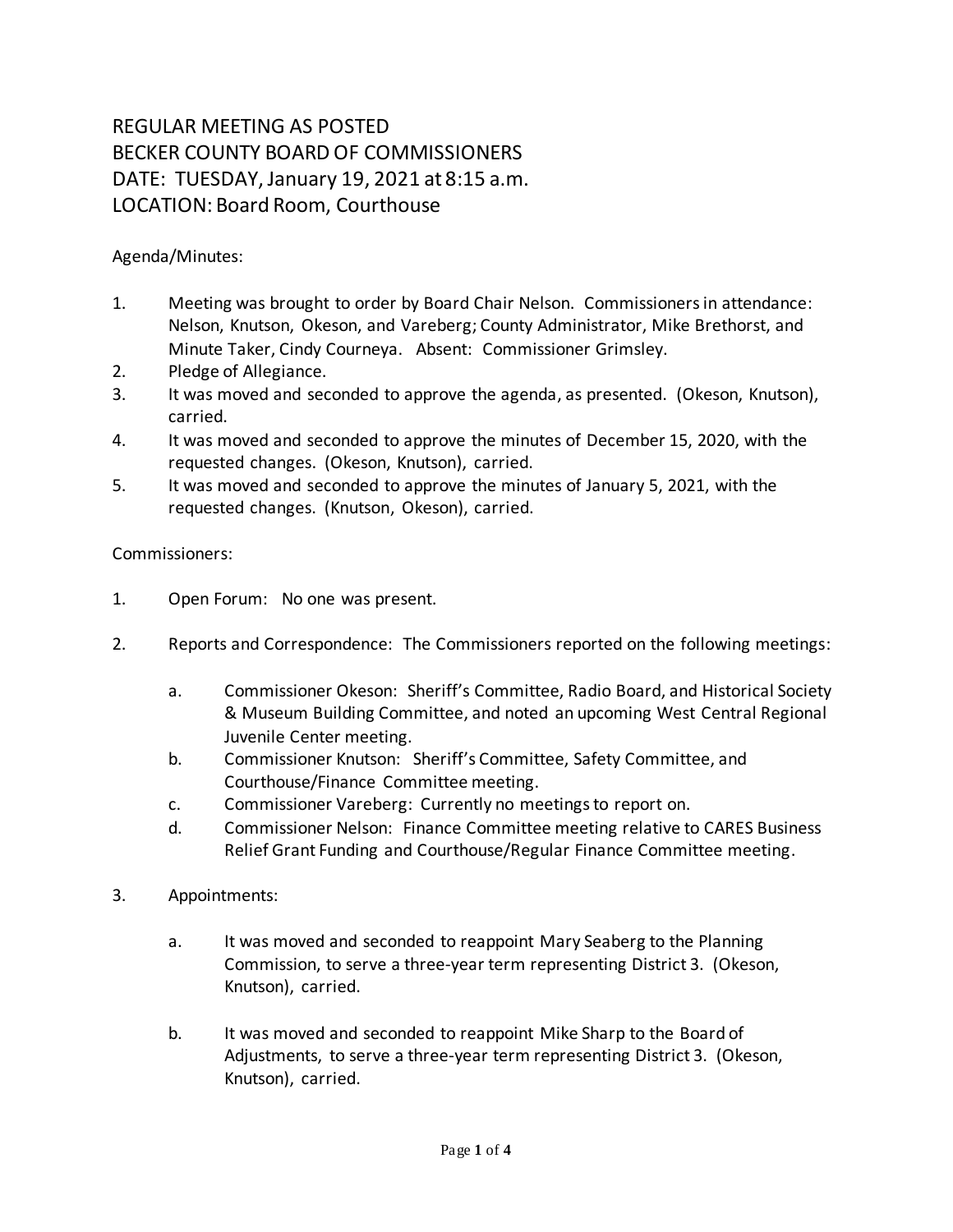REGULAR MEETING AS POSTED
BECKER COUNTY BOARD OF COMMISSIONERS
DATE: TUESDAY, January 19, 2021 at 8:15 a.m.
LOCATION: Board Room, Courthouse

Agenda/Minutes:

1. Meeting was brought to order by Board Chair Nelson. Commissioners in attendance: Nelson, Knutson, Okeson, and Vareberg; County Administrator, Mike Brethorst, and Minute Taker, Cindy Courneya. Absent: Commissioner Grimsley.
2. Pledge of Allegiance.
3. It was moved and seconded to approve the agenda, as presented. (Okeson, Knutson), carried.
4. It was moved and seconded to approve the minutes of December 15, 2020, with the requested changes. (Okeson, Knutson), carried.
5. It was moved and seconded to approve the minutes of January 5, 2021, with the requested changes. (Knutson, Okeson), carried.

Commissioners:

1. Open Forum: No one was present.

2. Reports and Correspondence: The Commissioners reported on the following meetings:

   a. Commissioner Okeson: Sheriff's Committee, Radio Board, and Historical Society & Museum Building Committee, and noted an upcoming West Central Regional Juvenile Center meeting.
   b. Commissioner Knutson: Sheriff's Committee, Safety Committee, and Courthouse/Finance Committee meeting.
   c. Commissioner Vareberg: Currently no meetings to report on.
   d. Commissioner Nelson: Finance Committee meeting relative to CARES Business Relief Grant Funding and Courthouse/Regular Finance Committee meeting.

3. Appointments:

   a. It was moved and seconded to reappoint Mary Seaberg to the Planning Commission, to serve a three-year term representing District 3. (Okeson, Knutson), carried.

   b. It was moved and seconded to reappoint Mike Sharp to the Board of Adjustments, to serve a three-year term representing District 3. (Okeson, Knutson), carried.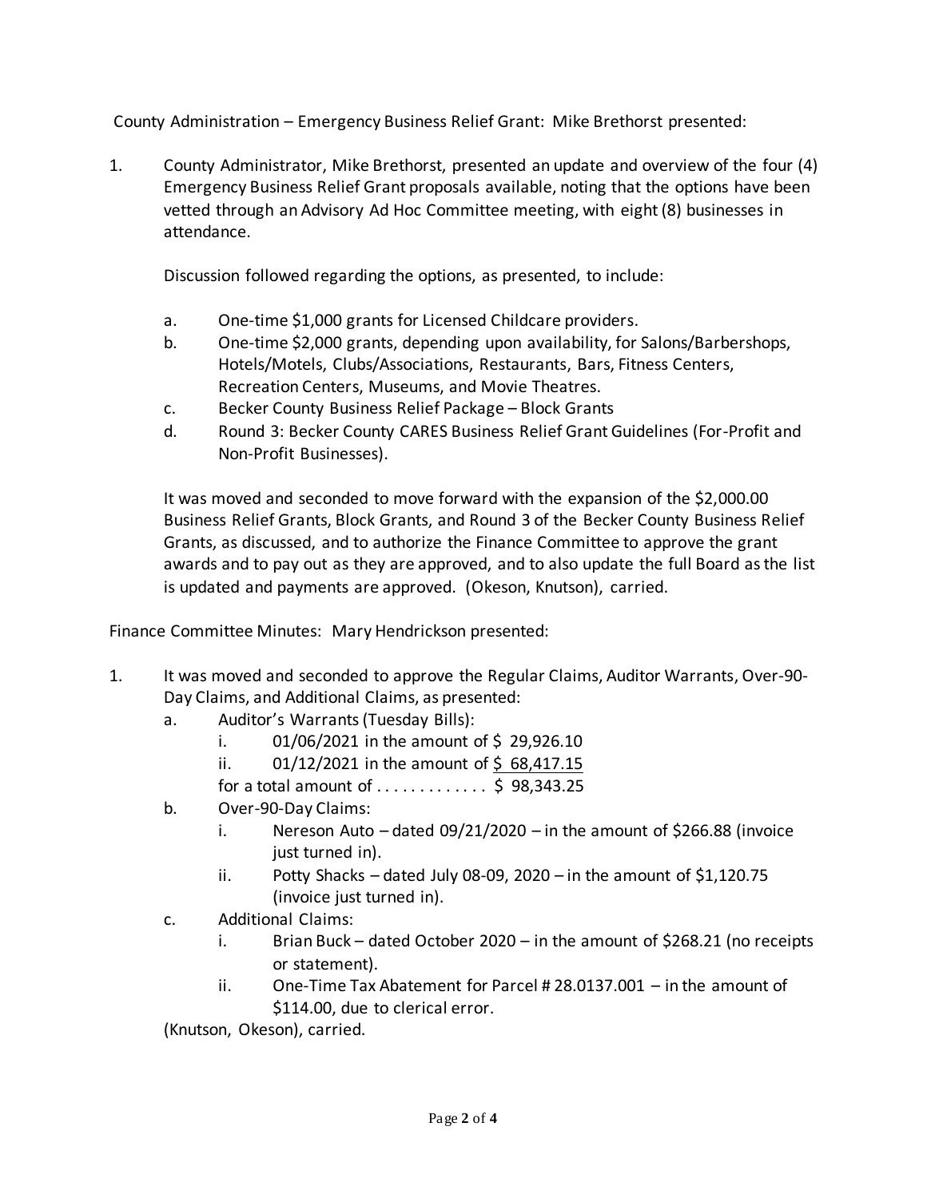County Administration – Emergency Business Relief Grant: Mike Brethorst presented:

1. County Administrator, Mike Brethorst, presented an update and overview of the four (4) Emergency Business Relief Grant proposals available, noting that the options have been vetted through an Advisory Ad Hoc Committee meeting, with eight (8) businesses in attendance.

   Discussion followed regarding the options, as presented, to include:

   a. One-time $1,000 grants for Licensed Childcare providers.
   b. One-time $2,000 grants, depending upon availability, for Salons/Barbershops, Hotels/Motels, Clubs/Associations, Restaurants, Bars, Fitness Centers, Recreation Centers, Museums, and Movie Theatres.
   c. Becker County Business Relief Package – Block Grants
   d. Round 3: Becker County CARES Business Relief Grant Guidelines (For-Profit and Non-Profit Businesses).

   It was moved and seconded to move forward with the expansion of the $2,000.00 Business Relief Grants, Block Grants, and Round 3 of the Becker County Business Relief Grants, as discussed, and to authorize the Finance Committee to approve the grant awards and to pay out as they are approved, and to also update the full Board as the list is updated and payments are approved. (Okeson, Knutson), carried.

Finance Committee Minutes: Mary Hendrickson presented:

1. It was moved and seconded to approve the Regular Claims, Auditor Warrants, Over-90-Day Claims, and Additional Claims, as presented:
   a. Auditor's Warrants (Tuesday Bills):
      i. 01/06/2021 in the amount of $ 29,926.10
      ii. 01/12/2021 in the amount of $ 68,417.15
      
      for a total amount of . . . . . . . . . . . . . $ 98,343.25
   b. Over-90-Day Claims:
      i. Nereson Auto – dated 09/21/2020 – in the amount of $266.88 (invoice just turned in).
      ii. Potty Shacks – dated July 08-09, 2020 – in the amount of $1,120.75 (invoice just turned in).
   c. Additional Claims:
      i. Brian Buck – dated October 2020 – in the amount of $268.21 (no receipts or statement).
      ii. One-Time Tax Abatement for Parcel # 28.0137.001 – in the amount of $114.00, due to clerical error.

   (Knutson, Okeson), carried.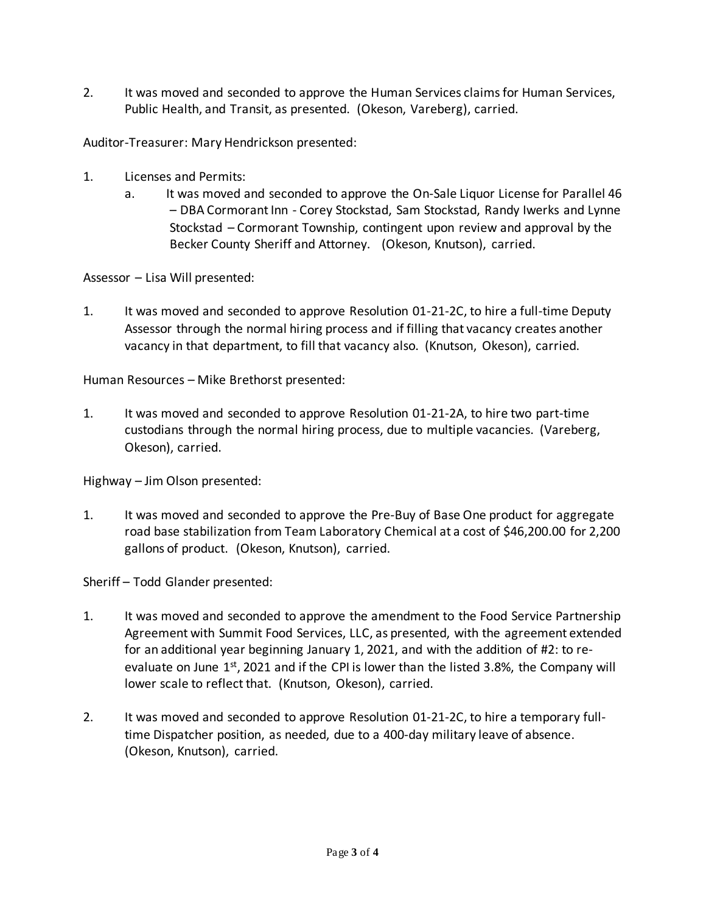2. It was moved and seconded to approve the Human Services claims for Human Services, Public Health, and Transit, as presented. (Okeson, Vareberg), carried.

Auditor-Treasurer: Mary Hendrickson presented:

1. Licenses and Permits:
   a. It was moved and seconded to approve the On-Sale Liquor License for Parallel 46 – DBA Cormorant Inn - Corey Stockstad, Sam Stockstad, Randy Iwerks and Lynne Stockstad – Cormorant Township, contingent upon review and approval by the Becker County Sheriff and Attorney. (Okeson, Knutson), carried.

Assessor – Lisa Will presented:

1. It was moved and seconded to approve Resolution 01-21-2C, to hire a full-time Deputy Assessor through the normal hiring process and if filling that vacancy creates another vacancy in that department, to fill that vacancy also. (Knutson, Okeson), carried.

Human Resources – Mike Brethorst presented:

1. It was moved and seconded to approve Resolution 01-21-2A, to hire two part-time custodians through the normal hiring process, due to multiple vacancies. (Vareberg, Okeson), carried.

Highway – Jim Olson presented:

1. It was moved and seconded to approve the Pre-Buy of Base One product for aggregate road base stabilization from Team Laboratory Chemical at a cost of $46,200.00 for 2,200 gallons of product. (Okeson, Knutson), carried.

Sheriff – Todd Glander presented:

1. It was moved and seconded to approve the amendment to the Food Service Partnership Agreement with Summit Food Services, LLC, as presented, with the agreement extended for an additional year beginning January 1, 2021, and with the addition of #2: to re-evaluate on June 1st, 2021 and if the CPI is lower than the listed 3.8%, the Company will lower scale to reflect that. (Knutson, Okeson), carried.

2. It was moved and seconded to approve Resolution 01-21-2C, to hire a temporary full-time Dispatcher position, as needed, due to a 400-day military leave of absence. (Okeson, Knutson), carried.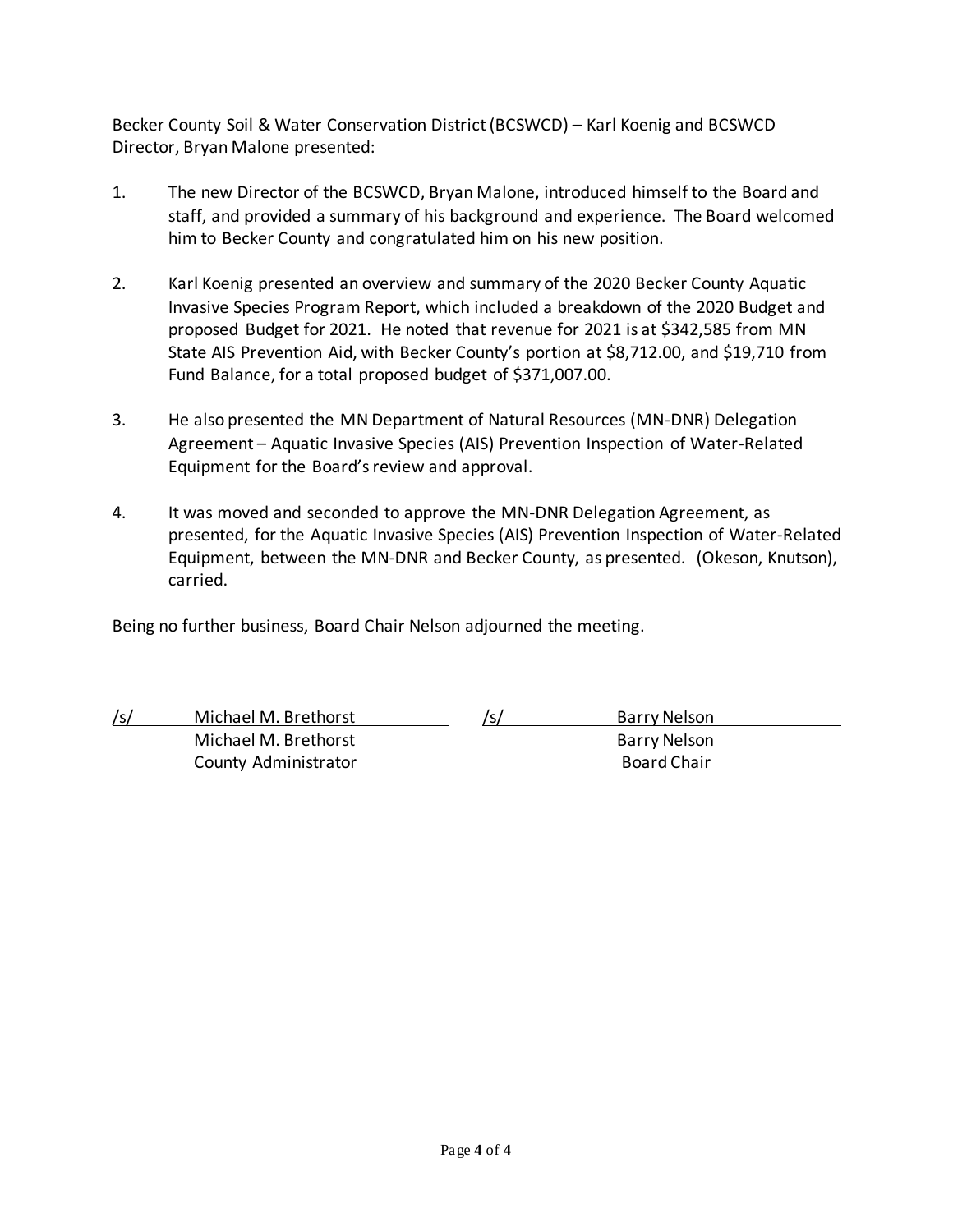Becker County Soil & Water Conservation District (BCSWCD) – Karl Koenig and BCSWCD Director, Bryan Malone presented:

1. The new Director of the BCSWCD, Bryan Malone, introduced himself to the Board and staff, and provided a summary of his background and experience. The Board welcomed him to Becker County and congratulated him on his new position.

2. Karl Koenig presented an overview and summary of the 2020 Becker County Aquatic Invasive Species Program Report, which included a breakdown of the 2020 Budget and proposed Budget for 2021. He noted that revenue for 2021 is at $342,585 from MN State AIS Prevention Aid, with Becker County's portion at $8,712.00, and $19,710 from Fund Balance, for a total proposed budget of $371,007.00.

3. He also presented the MN Department of Natural Resources (MN-DNR) Delegation Agreement – Aquatic Invasive Species (AIS) Prevention Inspection of Water-Related Equipment for the Board's review and approval.

4. It was moved and seconded to approve the MN-DNR Delegation Agreement, as presented, for the Aquatic Invasive Species (AIS) Prevention Inspection of Water-Related Equipment, between the MN-DNR and Becker County, as presented. (Okeson, Knutson), carried.

Being no further business, Board Chair Nelson adjourned the meeting.

/s/ Michael M. Brethorst
Michael M. Brethorst
County Administrator

/s/ Barry Nelson
Barry Nelson
Board Chair